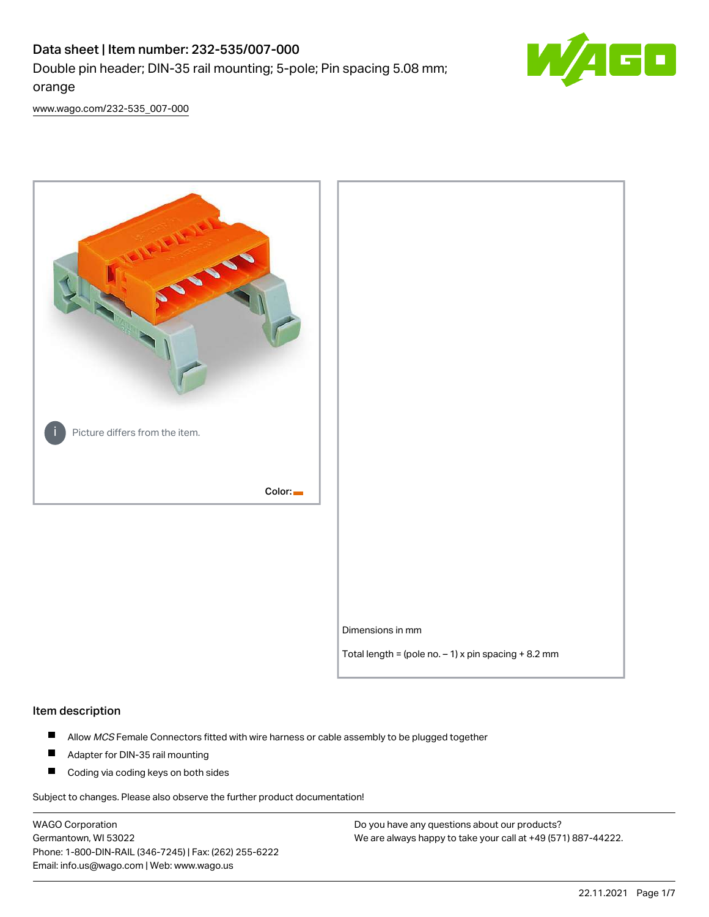# Data sheet | Item number: 232-535/007-000

Double pin header; DIN-35 rail mounting; 5-pole; Pin spacing 5.08 mm; orange

www.wago.com/232-535_007-000

Picture differs from the item.

Color:

Dimensions in mm

Total length = (pole no. – 1) x pin spacing + 8.2 mm

## Item description

- Allow *MCS* Female Connectors fitted with wire harness or cable assembly to be plugged together
- Adapter for DIN-35 rail mounting
- Coding via coding keys on both sides

Subject to changes. Please also observe the further product documentation!

WAGO Corporation
Germantown, WI 53022
Phone: 1-800-DIN-RAIL (346-7245) | Fax: (262) 255-6222
Email: info.us@wago.com | Web: www.wago.us

Do you have any questions about our products?
We are always happy to take your call at +49 (571) 887-44222.

22.11.2021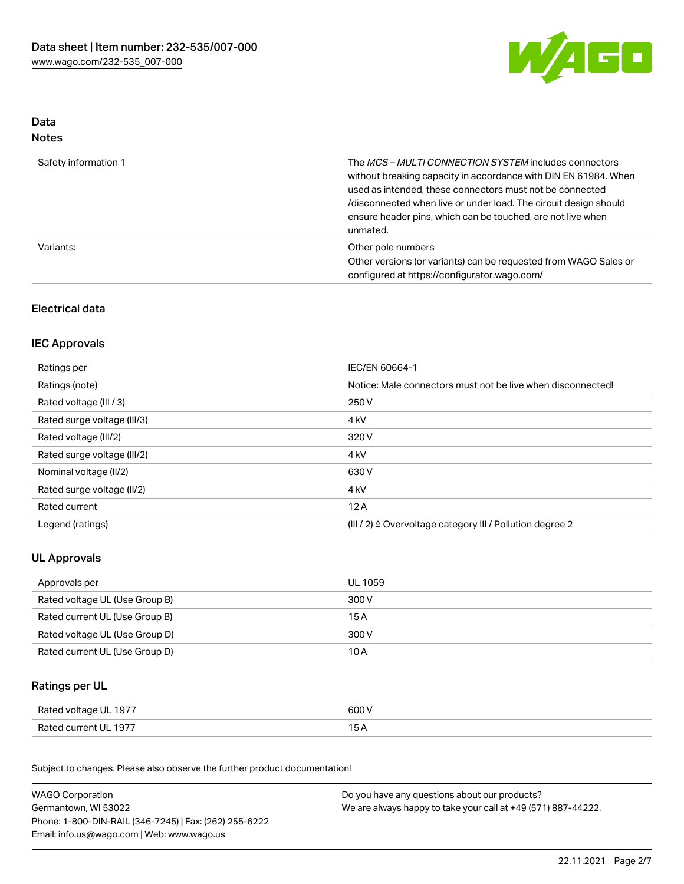## Data

### Notes

| | |
|---|---|
| Safety information 1 | The *MCS – MULTI CONNECTION SYSTEM* includes connectors without breaking capacity in accordance with DIN EN 61984. When used as intended, these connectors must not be connected /disconnected when live or under load. The circuit design should ensure header pins, which can be touched, are not live when unmated. |
| Variants: | Other pole numbers<br>Other versions (or variants) can be requested from WAGO Sales or configured at https://configurator.wago.com/ |

## Electrical data

### IEC Approvals

| | |
|---|---|
| Ratings per | IEC/EN 60664-1 |
| Ratings (note) | Notice: Male connectors must not be live when disconnected! |
| Rated voltage (III / 3) | 250 V |
| Rated surge voltage (III/3) | 4 kV |
| Rated voltage (III/2) | 320 V |
| Rated surge voltage (III/2) | 4 kV |
| Nominal voltage (II/2) | 630 V |
| Rated surge voltage (II/2) | 4 kV |
| Rated current | 12 A |
| Legend (ratings) | (III / 2) ≙ Overvoltage category III / Pollution degree 2 |

### UL Approvals

| | |
|---|---|
| Approvals per | UL 1059 |
| Rated voltage UL (Use Group B) | 300 V |
| Rated current UL (Use Group B) | 15 A |
| Rated voltage UL (Use Group D) | 300 V |
| Rated current UL (Use Group D) | 10 A |

### Ratings per UL

| | |
|---|---|
| Rated voltage UL 1977 | 600 V |
| Rated current UL 1977 | 15 A |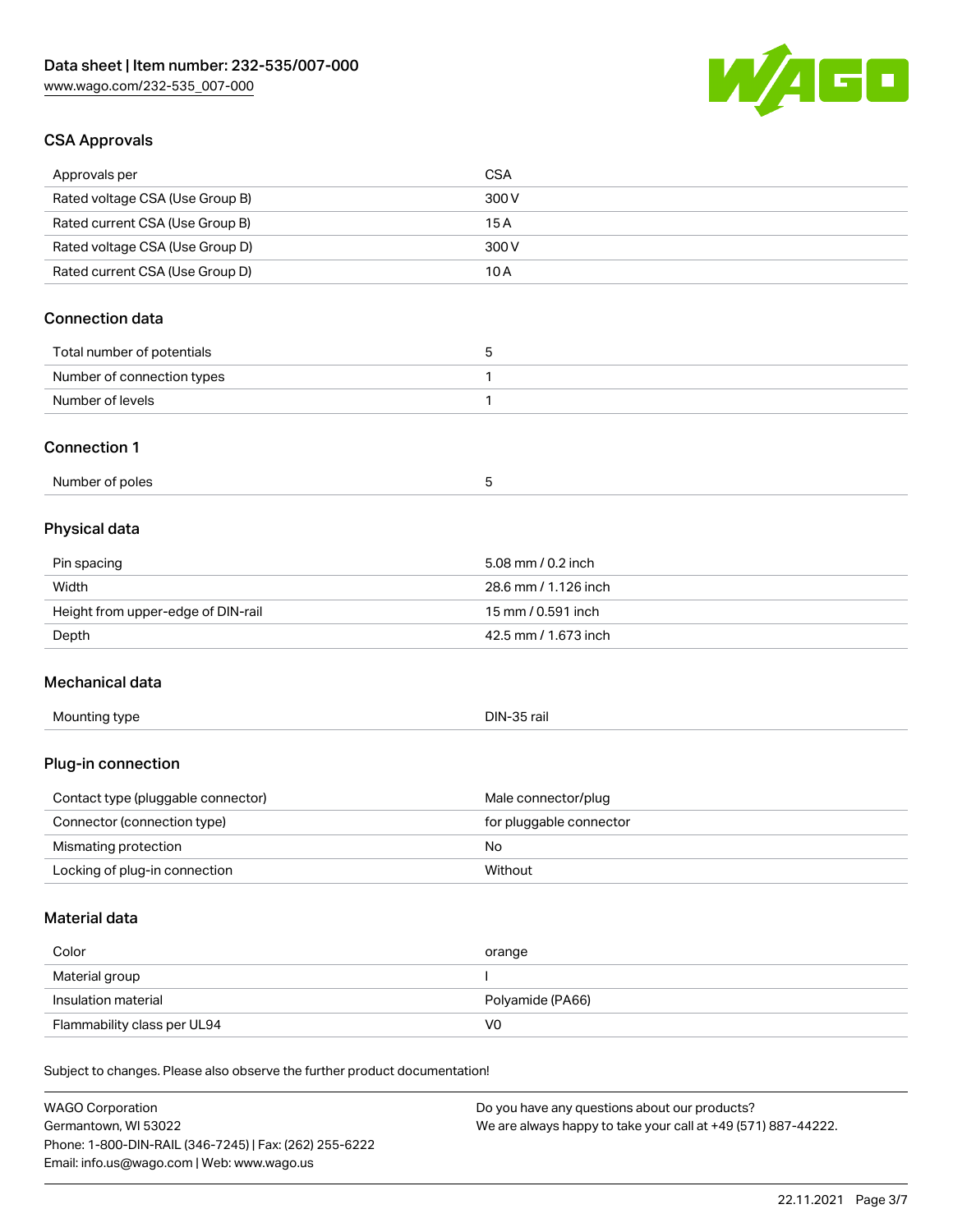## CSA Approvals

| Approvals per | CSA |
| --- | --- |
| Rated voltage CSA (Use Group B) | 300 V |
| Rated current CSA (Use Group B) | 15 A |
| Rated voltage CSA (Use Group D) | 300 V |
| Rated current CSA (Use Group D) | 10 A |

## Connection data

| Total number of potentials | 5 |
| --- | --- |
| Number of connection types | 1 |
| Number of levels | 1 |

## Connection 1

| Number of poles | 5 |
| --- | --- |

## Physical data

| Pin spacing | 5.08 mm / 0.2 inch |
| --- | --- |
| Width | 28.6 mm / 1.126 inch |
| Height from upper-edge of DIN-rail | 15 mm / 0.591 inch |
| Depth | 42.5 mm / 1.673 inch |

## Mechanical data

| Mounting type | DIN-35 rail |
| --- | --- |

## Plug-in connection

| Contact type (pluggable connector) | Male connector/plug |
| --- | --- |
| Connector (connection type) | for pluggable connector |
| Mismating protection | No |
| Locking of plug-in connection | Without |

## Material data

| Color | orange |
| --- | --- |
| Material group | I |
| Insulation material | Polyamide (PA66) |
| Flammability class per UL94 | V0 |

Subject to changes. Please also observe the further product documentation!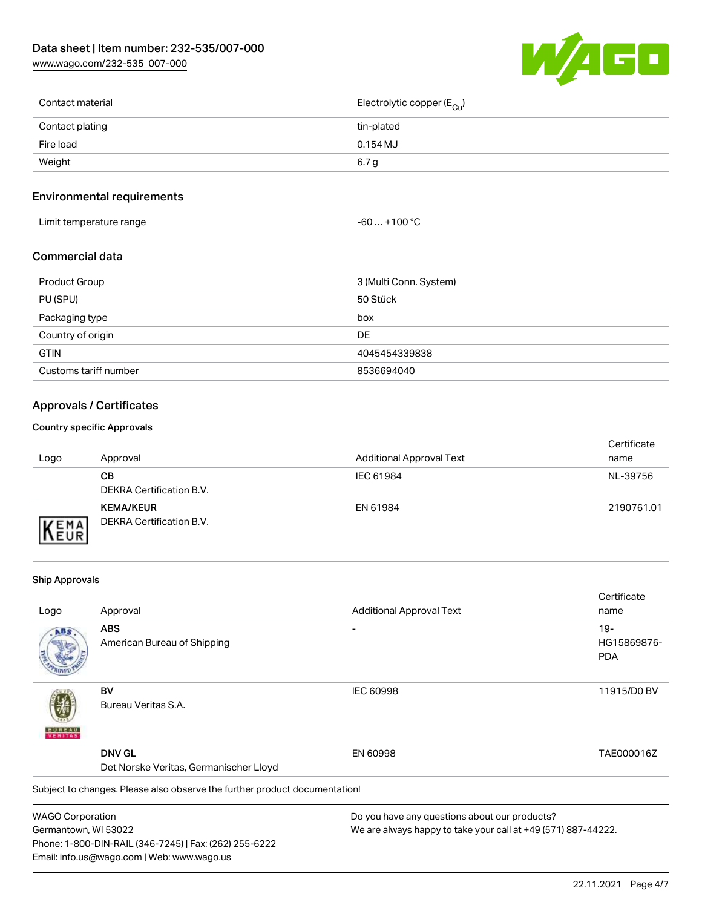| | |
|---|---|
| Contact material | Electrolytic copper ($E_{Cu}$) |
| Contact plating | tin-plated |
| Fire load | 0.154 MJ |
| Weight | 6.7 g |

## Environmental requirements

| | |
|---|---|
| Limit temperature range | -60 … +100 °C |

## Commercial data

| | |
|---|---|
| Product Group | 3 (Multi Conn. System) |
| PU (SPU) | 50 Stück |
| Packaging type | box |
| Country of origin | DE |
| GTIN | 4045454339838 |
| Customs tariff number | 8536694040 |

## Approvals / Certificates

### Country specific Approvals

| Logo | Approval | Additional Approval Text | Certificate name |
|---|---|---|---|
| | **CB** DEKRA Certification B.V. | IEC 61984 | NL-39756 |
| | **KEMA/KEUR** DEKRA Certification B.V. | EN 61984 | 2190761.01 |

### Ship Approvals

| Logo | Approval | Additional Approval Text | Certificate name |
|---|---|---|---|
| | **ABS** American Bureau of Shipping | - | 19-HG15869876-PDA |
| | **BV** Bureau Veritas S.A. | IEC 60998 | 11915/D0 BV |
| | **DNV GL** Det Norske Veritas, Germanischer Lloyd | EN 60998 | TAE000016Z |

Subject to changes. Please also observe the further product documentation!

WAGO Corporation
Germantown, WI 53022
Phone: 1-800-DIN-RAIL (346-7245) | Fax: (262) 255-6222
Email: info.us@wago.com | Web: www.wago.us

Do you have any questions about our products?
We are always happy to take your call at +49 (571) 887-44222.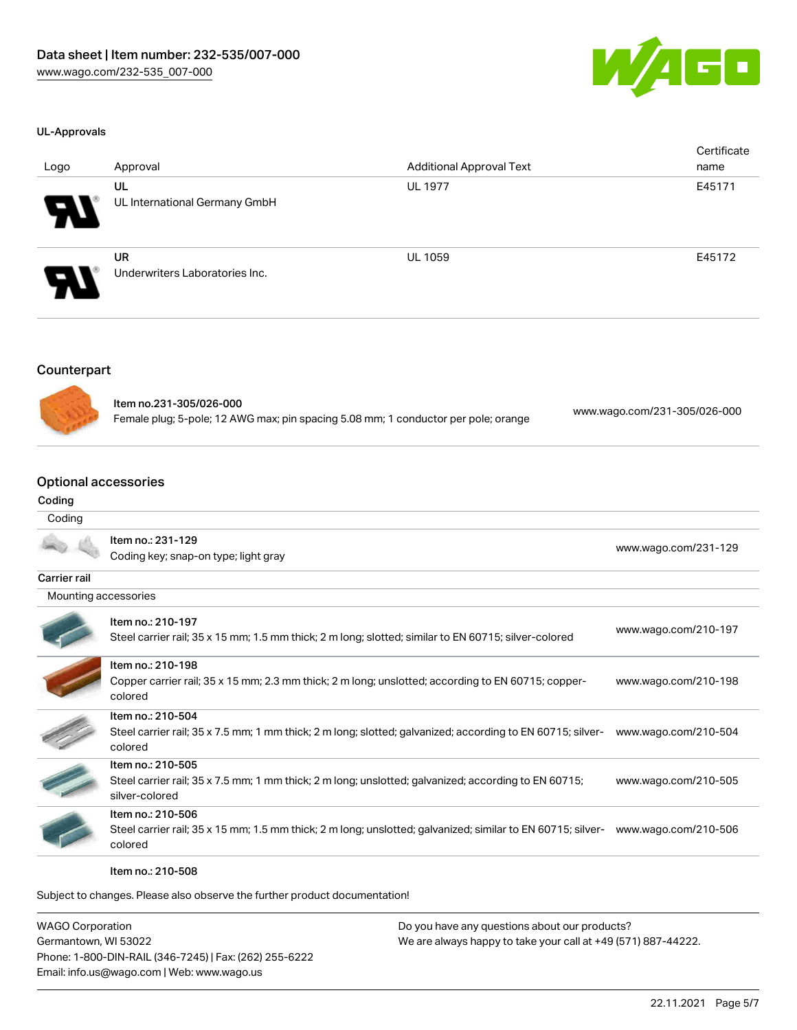#### UL-Approvals

| Logo | Approval | Additional Approval Text | Certificate name |
| --- | --- | --- | --- |
| | UL<br>UL International Germany GmbH | UL 1977 | E45171 |
| | UR<br>Underwriters Laboratories Inc. | UL 1059 | E45172 |

## Counterpart

| | | |
| --- | --- | --- |
| | Item no.231-305/026-000<br>Female plug; 5-pole; 12 AWG max; pin spacing 5.08 mm; 1 conductor per pole; orange | www.wago.com/231-305/026-000 |

## Optional accessories

### Coding

| | | |
| --- | --- | --- |
| Coding | | |
| | Item no.: 231-129<br>Coding key; snap-on type; light gray | www.wago.com/231-129 |

### Carrier rail

| | | |
| --- | --- | --- |
| Mounting accessories | | |
| | Item no.: 210-197<br>Steel carrier rail; 35 x 15 mm; 1.5 mm thick; 2 m long; slotted; similar to EN 60715; silver-colored | www.wago.com/210-197 |
| | Item no.: 210-198<br>Copper carrier rail; 35 x 15 mm; 2.3 mm thick; 2 m long; unslotted; according to EN 60715; copper-colored | www.wago.com/210-198 |
| | Item no.: 210-504<br>Steel carrier rail; 35 x 7.5 mm; 1 mm thick; 2 m long; slotted; galvanized; according to EN 60715; silver-colored | www.wago.com/210-504 |
| | Item no.: 210-505<br>Steel carrier rail; 35 x 7.5 mm; 1 mm thick; 2 m long; unslotted; galvanized; according to EN 60715; silver-colored | www.wago.com/210-505 |
| | Item no.: 210-506<br>Steel carrier rail; 35 x 15 mm; 1.5 mm thick; 2 m long; unslotted; galvanized; similar to EN 60715; silver-colored | www.wago.com/210-506 |
| | Item no.: 210-508 | |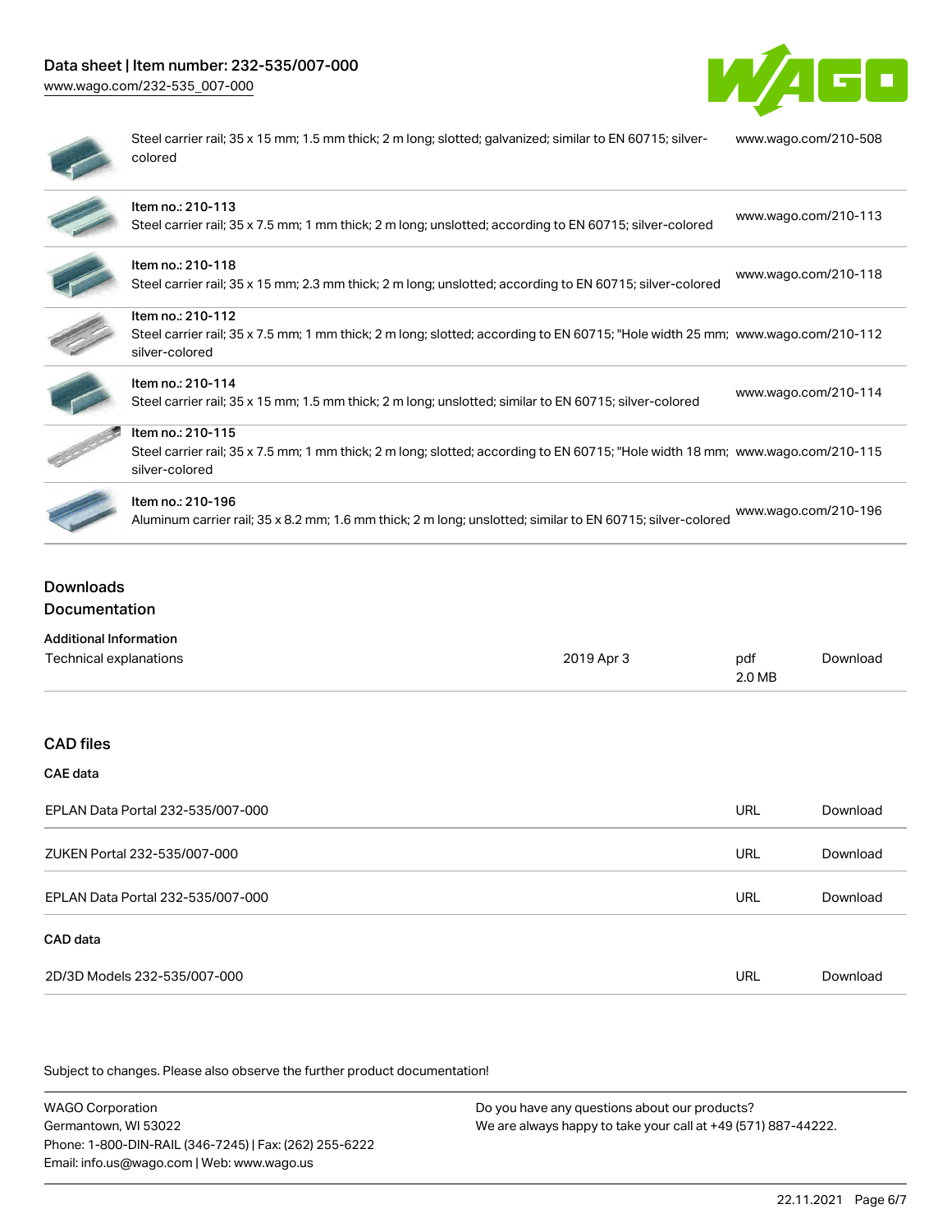| | | |
|---|---|---|
| | Steel carrier rail; 35 x 15 mm; 1.5 mm thick; 2 m long; slotted; galvanized; similar to EN 60715; silver-colored | www.wago.com/210-508 |
| | Item no.: 210-113<br>Steel carrier rail; 35 x 7.5 mm; 1 mm thick; 2 m long; unslotted; according to EN 60715; silver-colored | www.wago.com/210-113 |
| | Item no.: 210-118<br>Steel carrier rail; 35 x 15 mm; 2.3 mm thick; 2 m long; unslotted; according to EN 60715; silver-colored | www.wago.com/210-118 |
| | Item no.: 210-112<br>Steel carrier rail; 35 x 7.5 mm; 1 mm thick; 2 m long; slotted; according to EN 60715; "Hole width 25 mm; silver-colored | www.wago.com/210-112 |
| | Item no.: 210-114<br>Steel carrier rail; 35 x 15 mm; 1.5 mm thick; 2 m long; unslotted; similar to EN 60715; silver-colored | www.wago.com/210-114 |
| | Item no.: 210-115<br>Steel carrier rail; 35 x 7.5 mm; 1 mm thick; 2 m long; slotted; according to EN 60715; "Hole width 18 mm; silver-colored | www.wago.com/210-115 |
| | Item no.: 210-196<br>Aluminum carrier rail; 35 x 8.2 mm; 1.6 mm thick; 2 m long; unslotted; similar to EN 60715; silver-colored | www.wago.com/210-196 |

## Downloads

### Documentation

**Additional Information**

| | | | |
|---|---|---|---|
| Technical explanations | 2019 Apr 3 | pdf<br>2.0 MB | Download |

### CAD files

**CAE data**

| | | |
|---|---|---|
| EPLAN Data Portal 232-535/007-000 | URL | Download |
| ZUKEN Portal 232-535/007-000 | URL | Download |
| EPLAN Data Portal 232-535/007-000 | URL | Download |

**CAD data**

| | | |
|---|---|---|
| 2D/3D Models 232-535/007-000 | URL | Download |

Subject to changes. Please also observe the further product documentation!

WAGO Corporation
Germantown, WI 53022
Phone: 1-800-DIN-RAIL (346-7245) | Fax: (262) 255-6222
Email: info.us@wago.com | Web: www.wago.us

Do you have any questions about our products?
We are always happy to take your call at +49 (571) 887-44222.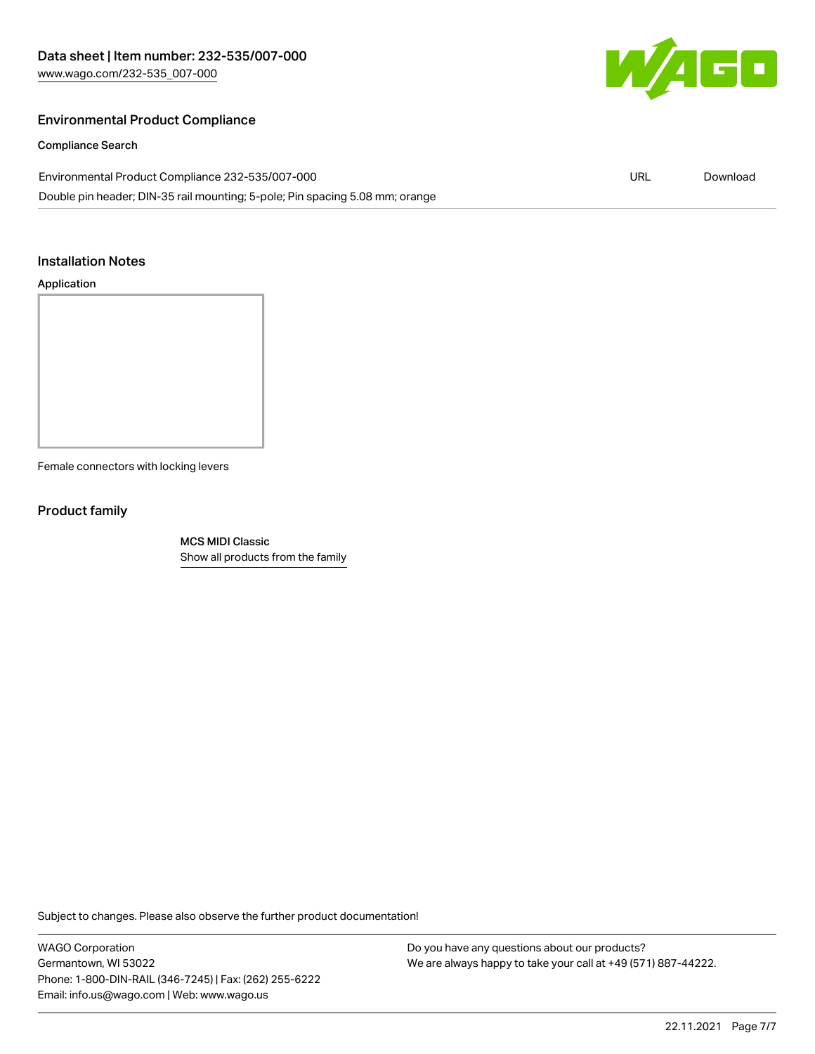## Environmental Product Compliance

### Compliance Search

| | | |
|---|---|---|
| Environmental Product Compliance 232-535/007-000<br>Double pin header; DIN-35 rail mounting; 5-pole; Pin spacing 5.08 mm; orange | URL | Download |

## Installation Notes

### Application

Female connectors with locking levers

## Product family

MCS MIDI Classic
Show all products from the family

Subject to changes. Please also observe the further product documentation!

WAGO Corporation
Germantown, WI 53022
Phone: 1-800-DIN-RAIL (346-7245) | Fax: (262) 255-6222
Email: info.us@wago.com | Web: www.wago.us

Do you have any questions about our products?
We are always happy to take your call at +49 (571) 887-44222.